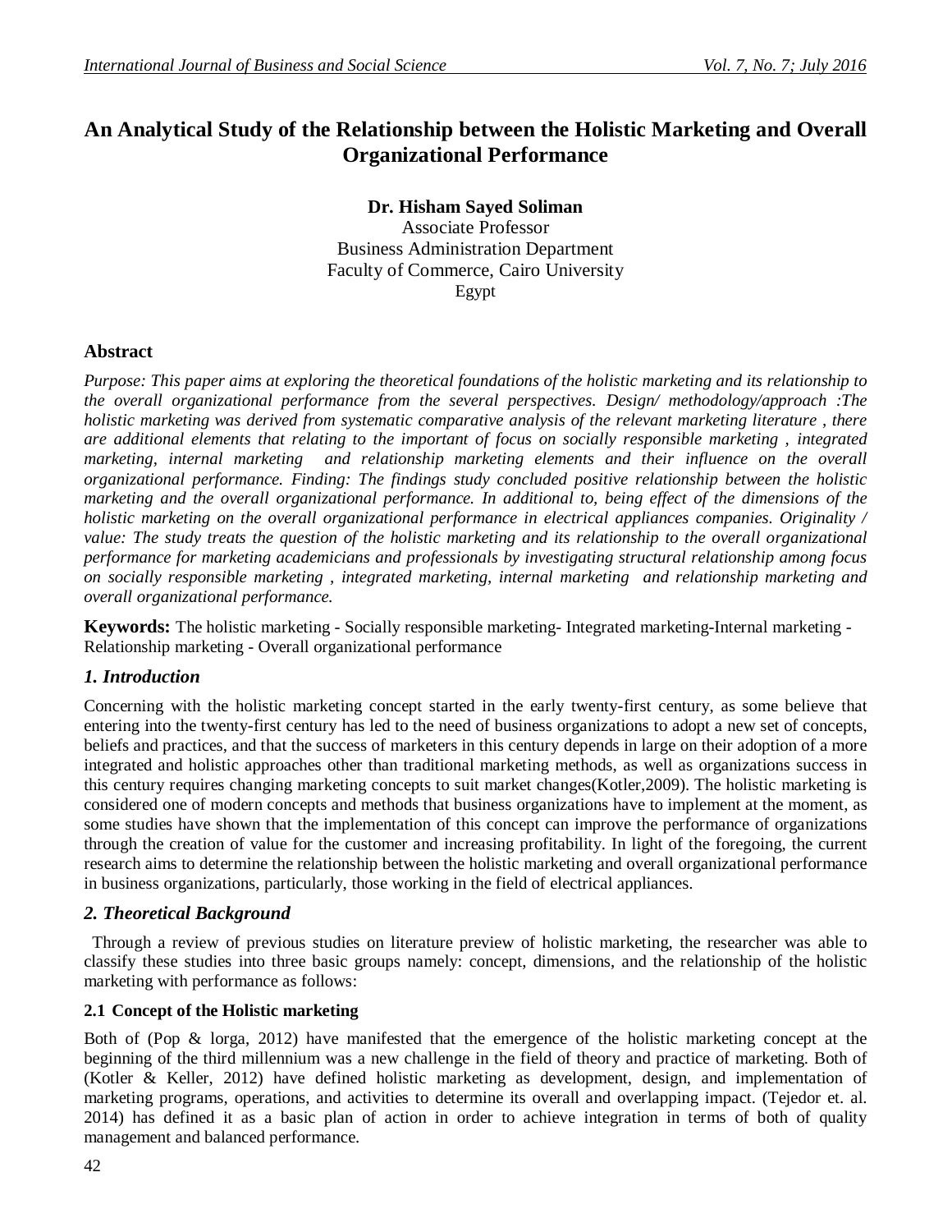# An Analytical Study of the Relationship between the Holistic Marketing and Overall Organizational Performance

**Dr. Hisham Sayed Soliman**
Associate Professor
Business Administration Department
Faculty of Commerce, Cairo University
Egypt

## Abstract

*Purpose: This paper aims at exploring the theoretical foundations of the holistic marketing and its relationship to the overall organizational performance from the several perspectives. Design/ methodology/approach :The holistic marketing was derived from systematic comparative analysis of the relevant marketing literature , there are additional elements that relating to the important of focus on socially responsible marketing , integrated marketing, internal marketing and relationship marketing elements and their influence on the overall organizational performance. Finding: The findings study concluded positive relationship between the holistic marketing and the overall organizational performance. In additional to, being effect of the dimensions of the holistic marketing on the overall organizational performance in electrical appliances companies. Originality / value: The study treats the question of the holistic marketing and its relationship to the overall organizational performance for marketing academicians and professionals by investigating structural relationship among focus on socially responsible marketing , integrated marketing, internal marketing and relationship marketing and overall organizational performance.*

**Keywords:** The holistic marketing - Socially responsible marketing- Integrated marketing-Internal marketing - Relationship marketing - Overall organizational performance

## *1. Introduction*

Concerning with the holistic marketing concept started in the early twenty-first century, as some believe that entering into the twenty-first century has led to the need of business organizations to adopt a new set of concepts, beliefs and practices, and that the success of marketers in this century depends in large on their adoption of a more integrated and holistic approaches other than traditional marketing methods, as well as organizations success in this century requires changing marketing concepts to suit market changes(Kotler,2009). The holistic marketing is considered one of modern concepts and methods that business organizations have to implement at the moment, as some studies have shown that the implementation of this concept can improve the performance of organizations through the creation of value for the customer and increasing profitability. In light of the foregoing, the current research aims to determine the relationship between the holistic marketing and overall organizational performance in business organizations, particularly, those working in the field of electrical appliances.

## *2. Theoretical Background*

Through a review of previous studies on literature preview of holistic marketing, the researcher was able to classify these studies into three basic groups namely: concept, dimensions, and the relationship of the holistic marketing with performance as follows:

### 2.1 Concept of the Holistic marketing

Both of (Pop & lorga, 2012) have manifested that the emergence of the holistic marketing concept at the beginning of the third millennium was a new challenge in the field of theory and practice of marketing. Both of (Kotler & Keller, 2012) have defined holistic marketing as development, design, and implementation of marketing programs, operations, and activities to determine its overall and overlapping impact. (Tejedor et. al. 2014) has defined it as a basic plan of action in order to achieve integration in terms of both of quality management and balanced performance.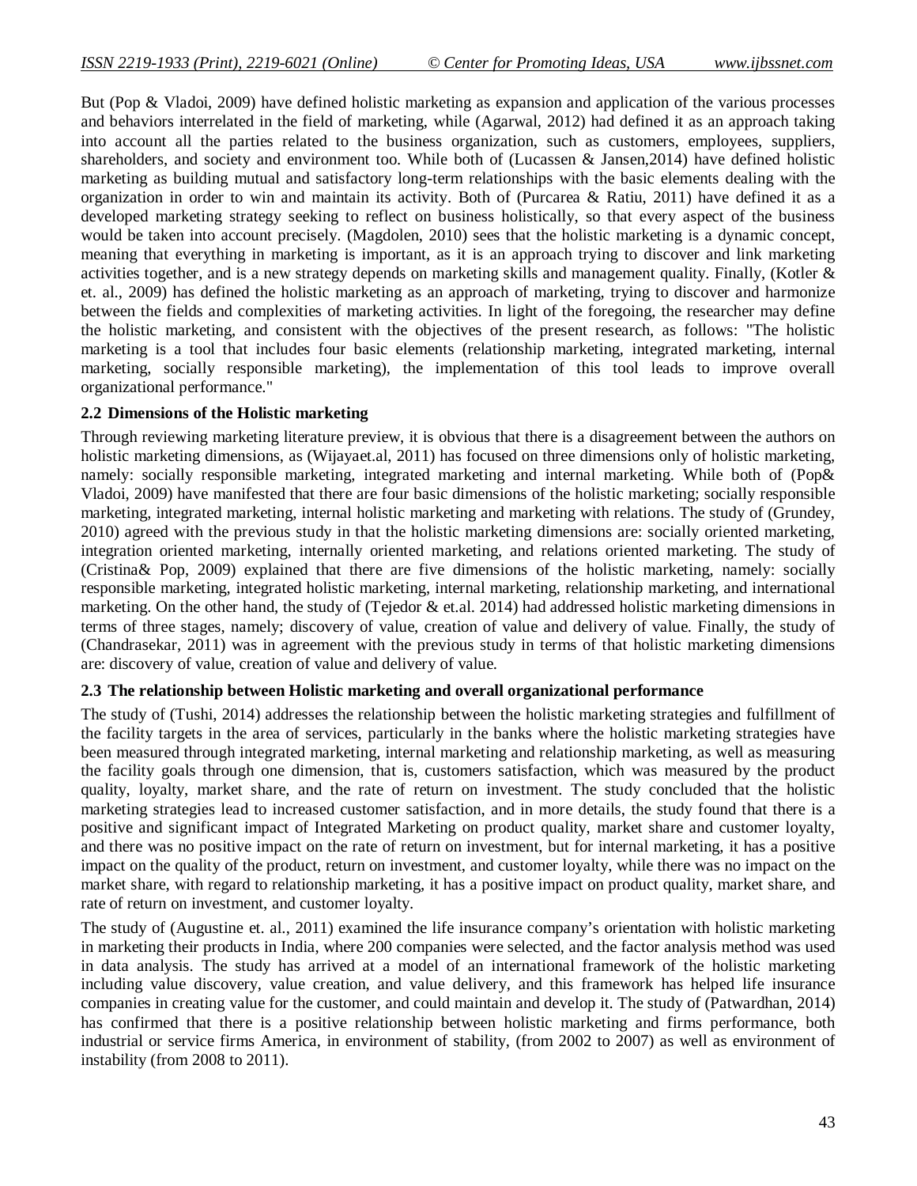But (Pop & Vladoi, 2009) have defined holistic marketing as expansion and application of the various processes and behaviors interrelated in the field of marketing, while (Agarwal, 2012) had defined it as an approach taking into account all the parties related to the business organization, such as customers, employees, suppliers, shareholders, and society and environment too. While both of (Lucassen & Jansen,2014) have defined holistic marketing as building mutual and satisfactory long-term relationships with the basic elements dealing with the organization in order to win and maintain its activity. Both of (Purcarea & Ratiu, 2011) have defined it as a developed marketing strategy seeking to reflect on business holistically, so that every aspect of the business would be taken into account precisely. (Magdolen, 2010) sees that the holistic marketing is a dynamic concept, meaning that everything in marketing is important, as it is an approach trying to discover and link marketing activities together, and is a new strategy depends on marketing skills and management quality. Finally, (Kotler & et. al., 2009) has defined the holistic marketing as an approach of marketing, trying to discover and harmonize between the fields and complexities of marketing activities. In light of the foregoing, the researcher may define the holistic marketing, and consistent with the objectives of the present research, as follows: "The holistic marketing is a tool that includes four basic elements (relationship marketing, integrated marketing, internal marketing, socially responsible marketing), the implementation of this tool leads to improve overall organizational performance."

### 2.2 Dimensions of the Holistic marketing

Through reviewing marketing literature preview, it is obvious that there is a disagreement between the authors on holistic marketing dimensions, as (Wijayaet.al, 2011) has focused on three dimensions only of holistic marketing, namely: socially responsible marketing, integrated marketing and internal marketing. While both of (Pop& Vladoi, 2009) have manifested that there are four basic dimensions of the holistic marketing; socially responsible marketing, integrated marketing, internal holistic marketing and marketing with relations. The study of (Grundey, 2010) agreed with the previous study in that the holistic marketing dimensions are: socially oriented marketing, integration oriented marketing, internally oriented marketing, and relations oriented marketing. The study of (Cristina& Pop, 2009) explained that there are five dimensions of the holistic marketing, namely: socially responsible marketing, integrated holistic marketing, internal marketing, relationship marketing, and international marketing. On the other hand, the study of (Tejedor & et.al. 2014) had addressed holistic marketing dimensions in terms of three stages, namely; discovery of value, creation of value and delivery of value. Finally, the study of (Chandrasekar, 2011) was in agreement with the previous study in terms of that holistic marketing dimensions are: discovery of value, creation of value and delivery of value.

### 2.3 The relationship between Holistic marketing and overall organizational performance

The study of (Tushi, 2014) addresses the relationship between the holistic marketing strategies and fulfillment of the facility targets in the area of services, particularly in the banks where the holistic marketing strategies have been measured through integrated marketing, internal marketing and relationship marketing, as well as measuring the facility goals through one dimension, that is, customers satisfaction, which was measured by the product quality, loyalty, market share, and the rate of return on investment. The study concluded that the holistic marketing strategies lead to increased customer satisfaction, and in more details, the study found that there is a positive and significant impact of Integrated Marketing on product quality, market share and customer loyalty, and there was no positive impact on the rate of return on investment, but for internal marketing, it has a positive impact on the quality of the product, return on investment, and customer loyalty, while there was no impact on the market share, with regard to relationship marketing, it has a positive impact on product quality, market share, and rate of return on investment, and customer loyalty.

The study of (Augustine et. al., 2011) examined the life insurance company's orientation with holistic marketing in marketing their products in India, where 200 companies were selected, and the factor analysis method was used in data analysis. The study has arrived at a model of an international framework of the holistic marketing including value discovery, value creation, and value delivery, and this framework has helped life insurance companies in creating value for the customer, and could maintain and develop it. The study of (Patwardhan, 2014) has confirmed that there is a positive relationship between holistic marketing and firms performance, both industrial or service firms America, in environment of stability, (from 2002 to 2007) as well as environment of instability (from 2008 to 2011).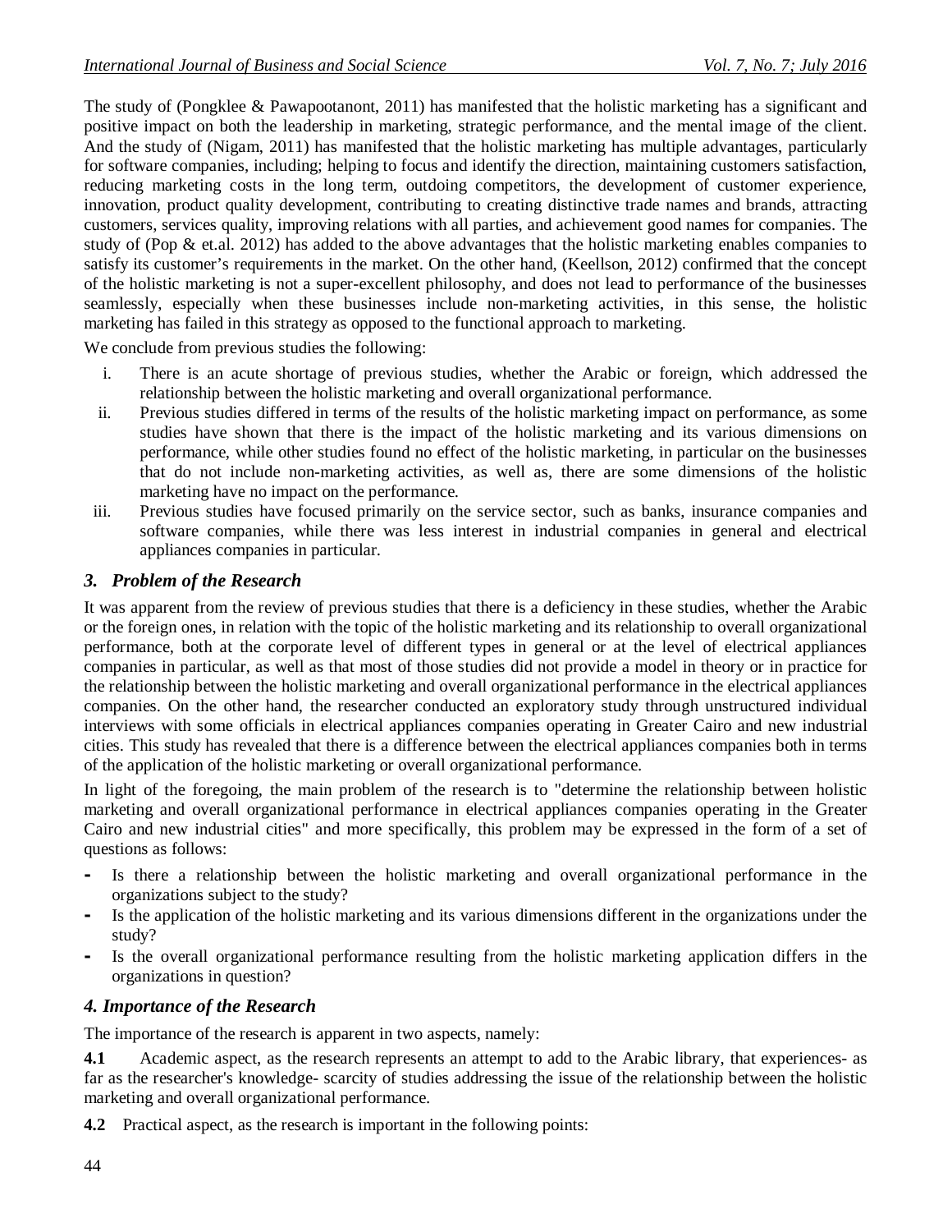The study of (Pongklee & Pawapootanont, 2011) has manifested that the holistic marketing has a significant and positive impact on both the leadership in marketing, strategic performance, and the mental image of the client. And the study of (Nigam, 2011) has manifested that the holistic marketing has multiple advantages, particularly for software companies, including; helping to focus and identify the direction, maintaining customers satisfaction, reducing marketing costs in the long term, outdoing competitors, the development of customer experience, innovation, product quality development, contributing to creating distinctive trade names and brands, attracting customers, services quality, improving relations with all parties, and achievement good names for companies. The study of (Pop & et.al. 2012) has added to the above advantages that the holistic marketing enables companies to satisfy its customer's requirements in the market. On the other hand, (Keellson, 2012) confirmed that the concept of the holistic marketing is not a super-excellent philosophy, and does not lead to performance of the businesses seamlessly, especially when these businesses include non-marketing activities, in this sense, the holistic marketing has failed in this strategy as opposed to the functional approach to marketing.

We conclude from previous studies the following:

i. There is an acute shortage of previous studies, whether the Arabic or foreign, which addressed the relationship between the holistic marketing and overall organizational performance.
ii. Previous studies differed in terms of the results of the holistic marketing impact on performance, as some studies have shown that there is the impact of the holistic marketing and its various dimensions on performance, while other studies found no effect of the holistic marketing, in particular on the businesses that do not include non-marketing activities, as well as, there are some dimensions of the holistic marketing have no impact on the performance.
iii. Previous studies have focused primarily on the service sector, such as banks, insurance companies and software companies, while there was less interest in industrial companies in general and electrical appliances companies in particular.

## *3. Problem of the Research*

It was apparent from the review of previous studies that there is a deficiency in these studies, whether the Arabic or the foreign ones, in relation with the topic of the holistic marketing and its relationship to overall organizational performance, both at the corporate level of different types in general or at the level of electrical appliances companies in particular, as well as that most of those studies did not provide a model in theory or in practice for the relationship between the holistic marketing and overall organizational performance in the electrical appliances companies. On the other hand, the researcher conducted an exploratory study through unstructured individual interviews with some officials in electrical appliances companies operating in Greater Cairo and new industrial cities. This study has revealed that there is a difference between the electrical appliances companies both in terms of the application of the holistic marketing or overall organizational performance.

In light of the foregoing, the main problem of the research is to "determine the relationship between holistic marketing and overall organizational performance in electrical appliances companies operating in the Greater Cairo and new industrial cities" and more specifically, this problem may be expressed in the form of a set of questions as follows:

- Is there a relationship between the holistic marketing and overall organizational performance in the organizations subject to the study?
- Is the application of the holistic marketing and its various dimensions different in the organizations under the study?
- Is the overall organizational performance resulting from the holistic marketing application differs in the organizations in question?

## *4. Importance of the Research*

The importance of the research is apparent in two aspects, namely:

**4.1** Academic aspect, as the research represents an attempt to add to the Arabic library, that experiences- as far as the researcher's knowledge- scarcity of studies addressing the issue of the relationship between the holistic marketing and overall organizational performance.

**4.2** Practical aspect, as the research is important in the following points: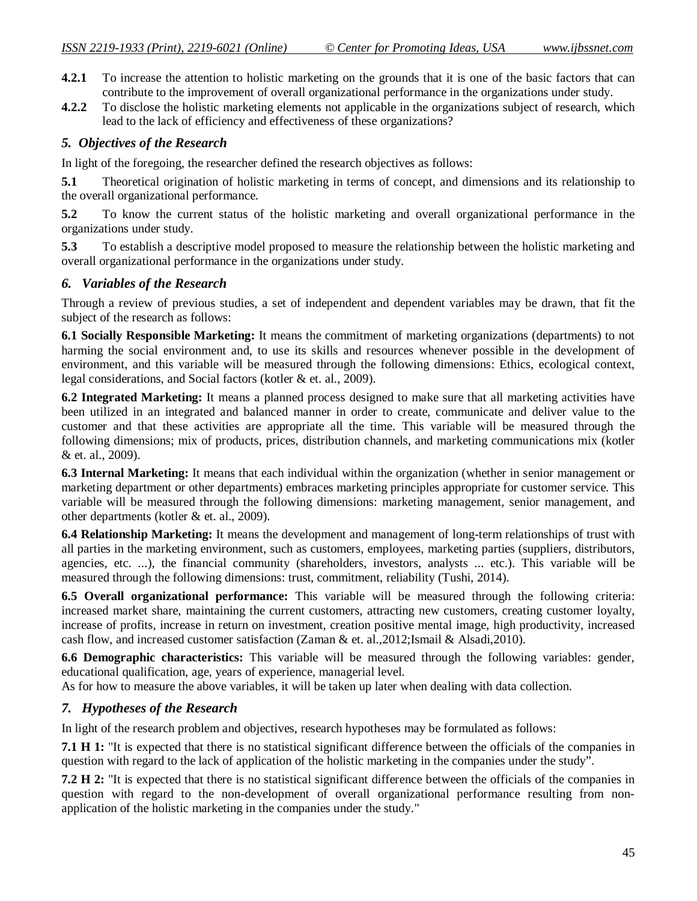**4.2.1** To increase the attention to holistic marketing on the grounds that it is one of the basic factors that can contribute to the improvement of overall organizational performance in the organizations under study.

**4.2.2** To disclose the holistic marketing elements not applicable in the organizations subject of research, which lead to the lack of efficiency and effectiveness of these organizations?

## *5. Objectives of the Research*

In light of the foregoing, the researcher defined the research objectives as follows:

**5.1** Theoretical origination of holistic marketing in terms of concept, and dimensions and its relationship to the overall organizational performance.

**5.2** To know the current status of the holistic marketing and overall organizational performance in the organizations under study.

**5.3** To establish a descriptive model proposed to measure the relationship between the holistic marketing and overall organizational performance in the organizations under study.

## *6. Variables of the Research*

Through a review of previous studies, a set of independent and dependent variables may be drawn, that fit the subject of the research as follows:

**6.1 Socially Responsible Marketing:** It means the commitment of marketing organizations (departments) to not harming the social environment and, to use its skills and resources whenever possible in the development of environment, and this variable will be measured through the following dimensions: Ethics, ecological context, legal considerations, and Social factors (kotler & et. al., 2009).

**6.2 Integrated Marketing:** It means a planned process designed to make sure that all marketing activities have been utilized in an integrated and balanced manner in order to create, communicate and deliver value to the customer and that these activities are appropriate all the time. This variable will be measured through the following dimensions; mix of products, prices, distribution channels, and marketing communications mix (kotler & et. al., 2009).

**6.3 Internal Marketing:** It means that each individual within the organization (whether in senior management or marketing department or other departments) embraces marketing principles appropriate for customer service. This variable will be measured through the following dimensions: marketing management, senior management, and other departments (kotler & et. al., 2009).

**6.4 Relationship Marketing:** It means the development and management of long-term relationships of trust with all parties in the marketing environment, such as customers, employees, marketing parties (suppliers, distributors, agencies, etc. ...), the financial community (shareholders, investors, analysts ... etc.). This variable will be measured through the following dimensions: trust, commitment, reliability (Tushi, 2014).

**6.5 Overall organizational performance:** This variable will be measured through the following criteria: increased market share, maintaining the current customers, attracting new customers, creating customer loyalty, increase of profits, increase in return on investment, creation positive mental image, high productivity, increased cash flow, and increased customer satisfaction (Zaman & et. al.,2012;Ismail & Alsadi,2010).

**6.6 Demographic characteristics:** This variable will be measured through the following variables: gender, educational qualification, age, years of experience, managerial level.
As for how to measure the above variables, it will be taken up later when dealing with data collection.

## *7. Hypotheses of the Research*

In light of the research problem and objectives, research hypotheses may be formulated as follows:

**7.1 H 1:** "It is expected that there is no statistical significant difference between the officials of the companies in question with regard to the lack of application of the holistic marketing in the companies under the study".

**7.2 H 2:** "It is expected that there is no statistical significant difference between the officials of the companies in question with regard to the non-development of overall organizational performance resulting from non-application of the holistic marketing in the companies under the study."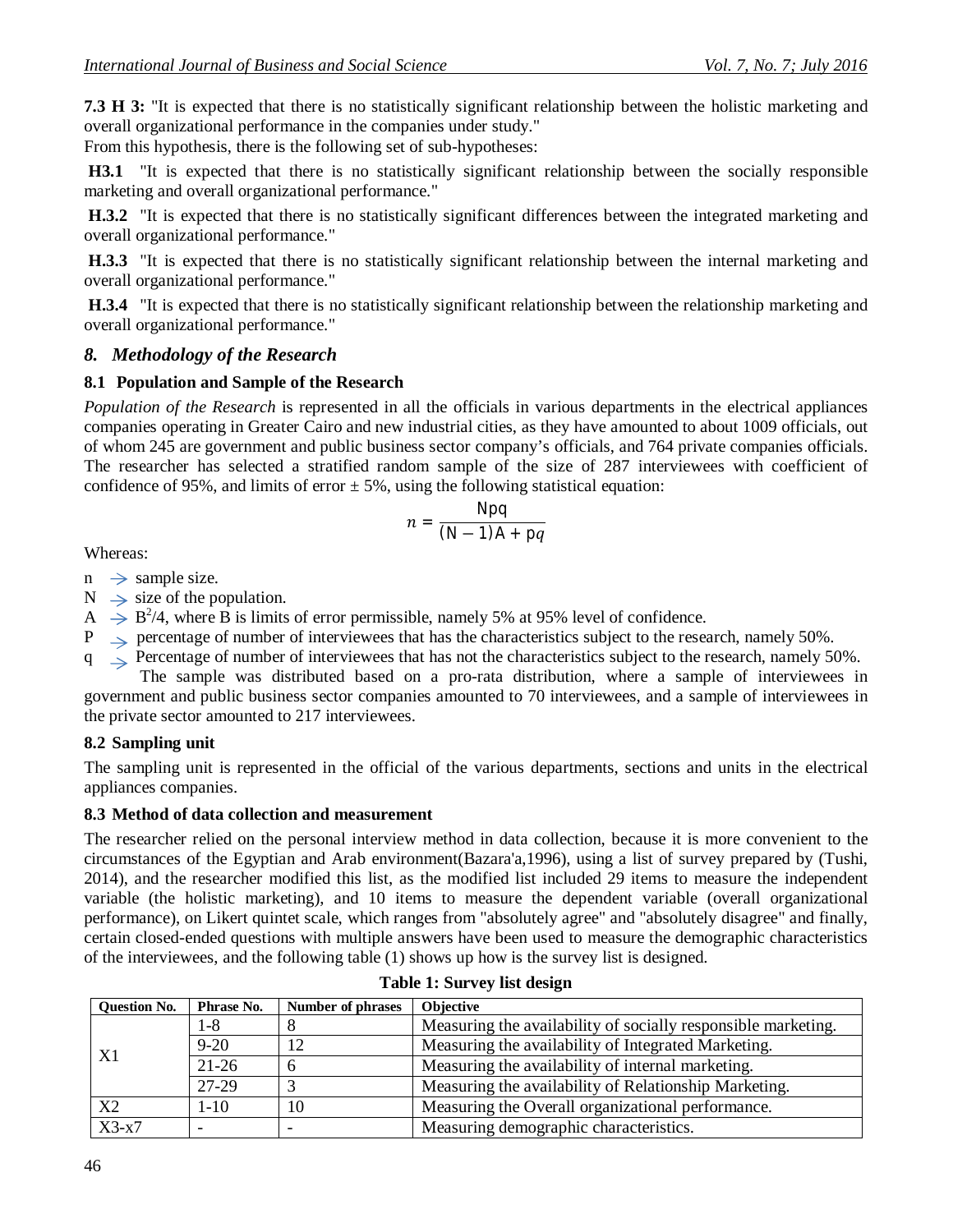**7.3 H 3:** "It is expected that there is no statistically significant relationship between the holistic marketing and overall organizational performance in the companies under study."

From this hypothesis, there is the following set of sub-hypotheses:

**H3.1** "It is expected that there is no statistically significant relationship between the socially responsible marketing and overall organizational performance."

**H.3.2** "It is expected that there is no statistically significant differences between the integrated marketing and overall organizational performance."

**H.3.3** "It is expected that there is no statistically significant relationship between the internal marketing and overall organizational performance."

**H.3.4** "It is expected that there is no statistically significant relationship between the relationship marketing and overall organizational performance."

## *8. Methodology of the Research*

### 8.1 Population and Sample of the Research

*Population of the Research* is represented in all the officials in various departments in the electrical appliances companies operating in Greater Cairo and new industrial cities, as they have amounted to about 1009 officials, out of whom 245 are government and public business sector company's officials, and 764 private companies officials. The researcher has selected a stratified random sample of the size of 287 interviewees with coefficient of confidence of 95%, and limits of error ± 5%, using the following statistical equation:

$$n = \frac{\mathrm{Npq}}{(\mathrm{N}-1)\mathrm{A} + \mathrm{p}q}$$

Whereas:

- n → sample size.
- N → size of the population.
- A → $B^2/4$, where B is limits of error permissible, namely 5% at 95% level of confidence.
- P → percentage of number of interviewees that has the characteristics subject to the research, namely 50%.
- q → Percentage of number of interviewees that has not the characteristics subject to the research, namely 50%.

The sample was distributed based on a pro-rata distribution, where a sample of interviewees in government and public business sector companies amounted to 70 interviewees, and a sample of interviewees in the private sector amounted to 217 interviewees.

### 8.2 Sampling unit

The sampling unit is represented in the official of the various departments, sections and units in the electrical appliances companies.

### 8.3 Method of data collection and measurement

The researcher relied on the personal interview method in data collection, because it is more convenient to the circumstances of the Egyptian and Arab environment(Bazara'a,1996), using a list of survey prepared by (Tushi, 2014), and the researcher modified this list, as the modified list included 29 items to measure the independent variable (the holistic marketing), and 10 items to measure the dependent variable (overall organizational performance), on Likert quintet scale, which ranges from "absolutely agree" and "absolutely disagree" and finally, certain closed-ended questions with multiple answers have been used to measure the demographic characteristics of the interviewees, and the following table (1) shows up how is the survey list is designed.

**Table 1: Survey list design**

| Question No. | Phrase No. | Number of phrases | Objective |
|---|---|---|---|
| X1 | 1-8 | 8 | Measuring the availability of socially responsible marketing. |
| | 9-20 | 12 | Measuring the availability of Integrated Marketing. |
| | 21-26 | 6 | Measuring the availability of internal marketing. |
| | 27-29 | 3 | Measuring the availability of Relationship Marketing. |
| X2 | 1-10 | 10 | Measuring the Overall organizational performance. |
| X3-x7 | - | - | Measuring demographic characteristics. |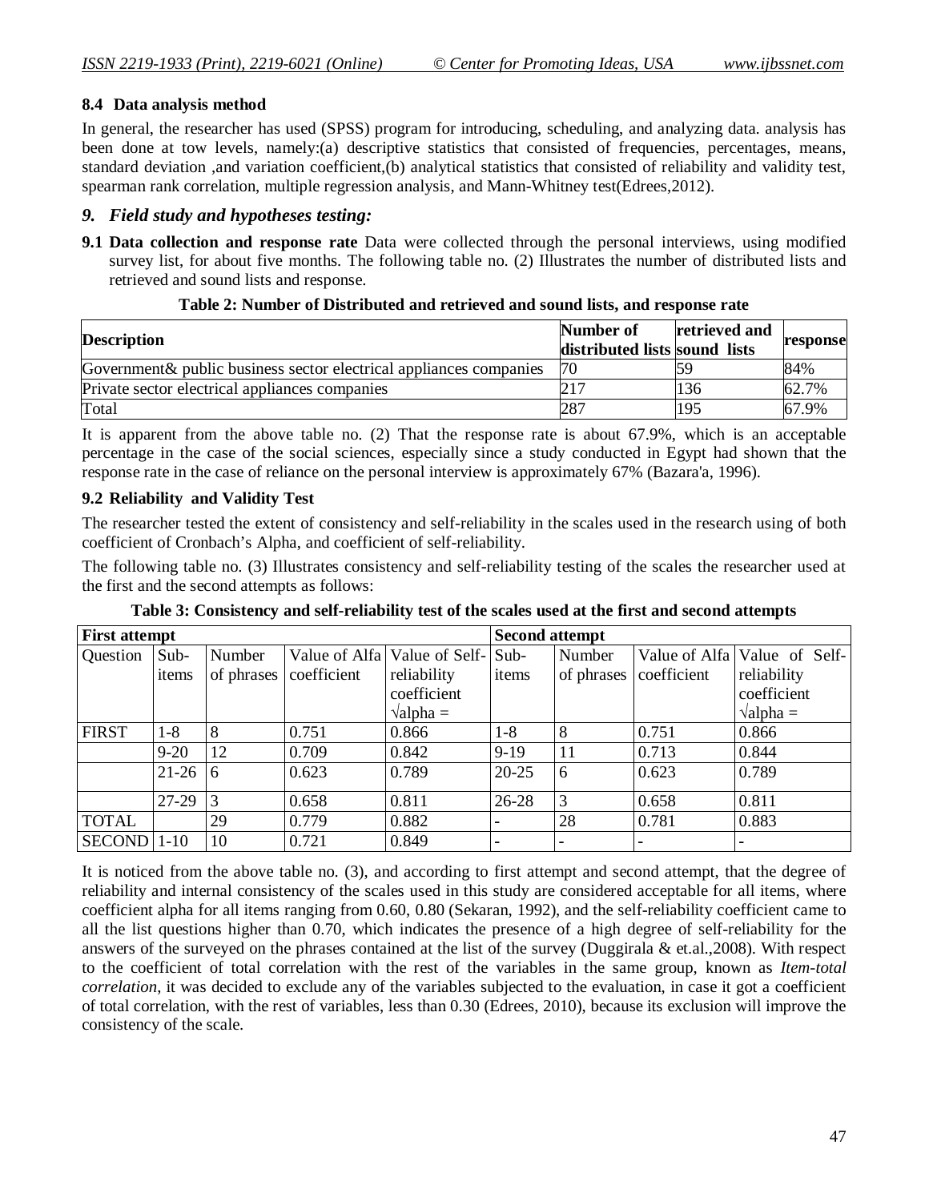### 8.4 Data analysis method

In general, the researcher has used (SPSS) program for introducing, scheduling, and analyzing data. analysis has been done at tow levels, namely:(a) descriptive statistics that consisted of frequencies, percentages, means, standard deviation ,and variation coefficient,(b) analytical statistics that consisted of reliability and validity test, spearman rank correlation, multiple regression analysis, and Mann-Whitney test(Edrees,2012).

## *9. Field study and hypotheses testing:*

**9.1 Data collection and response rate** Data were collected through the personal interviews, using modified survey list, for about five months. The following table no. (2) Illustrates the number of distributed lists and retrieved and sound lists and response.

**Table 2: Number of Distributed and retrieved and sound lists, and response rate**

| Description | Number of distributed lists | retrieved and sound lists | response |
|---|---|---|---|
| Government& public business sector electrical appliances companies | 70 | 59 | 84% |
| Private sector electrical appliances companies | 217 | 136 | 62.7% |
| Total | 287 | 195 | 67.9% |

It is apparent from the above table no. (2) That the response rate is about 67.9%, which is an acceptable percentage in the case of the social sciences, especially since a study conducted in Egypt had shown that the response rate in the case of reliance on the personal interview is approximately 67% (Bazara'a, 1996).

### 9.2 Reliability and Validity Test

The researcher tested the extent of consistency and self-reliability in the scales used in the research using of both coefficient of Cronbach's Alpha, and coefficient of self-reliability.

The following table no. (3) Illustrates consistency and self-reliability testing of the scales the researcher used at the first and the second attempts as follows:

**Table 3: Consistency and self-reliability test of the scales used at the first and second attempts**

| First attempt | | | | | Second attempt | | | |
|---|---|---|---|---|---|---|---|---|
| Question | Sub-items | Number of phrases | Value of Alfa coefficient | Value of Self-reliability coefficient √alpha = | Sub-items | Number of phrases | Value of Alfa coefficient | Value of Self-reliability coefficient √alpha = |
| FIRST | 1-8 | 8 | 0.751 | 0.866 | 1-8 | 8 | 0.751 | 0.866 |
| | 9-20 | 12 | 0.709 | 0.842 | 9-19 | 11 | 0.713 | 0.844 |
| | 21-26 | 6 | 0.623 | 0.789 | 20-25 | 6 | 0.623 | 0.789 |
| | 27-29 | 3 | 0.658 | 0.811 | 26-28 | 3 | 0.658 | 0.811 |
| TOTAL | | 29 | 0.779 | 0.882 | - | 28 | 0.781 | 0.883 |
| SECOND | 1-10 | 10 | 0.721 | 0.849 | - | - | - | - |

It is noticed from the above table no. (3), and according to first attempt and second attempt, that the degree of reliability and internal consistency of the scales used in this study are considered acceptable for all items, where coefficient alpha for all items ranging from 0.60, 0.80 (Sekaran, 1992), and the self-reliability coefficient came to all the list questions higher than 0.70, which indicates the presence of a high degree of self-reliability for the answers of the surveyed on the phrases contained at the list of the survey (Duggirala & et.al.,2008). With respect to the coefficient of total correlation with the rest of the variables in the same group, known as *Item-total correlation*, it was decided to exclude any of the variables subjected to the evaluation, in case it got a coefficient of total correlation, with the rest of variables, less than 0.30 (Edrees, 2010), because its exclusion will improve the consistency of the scale.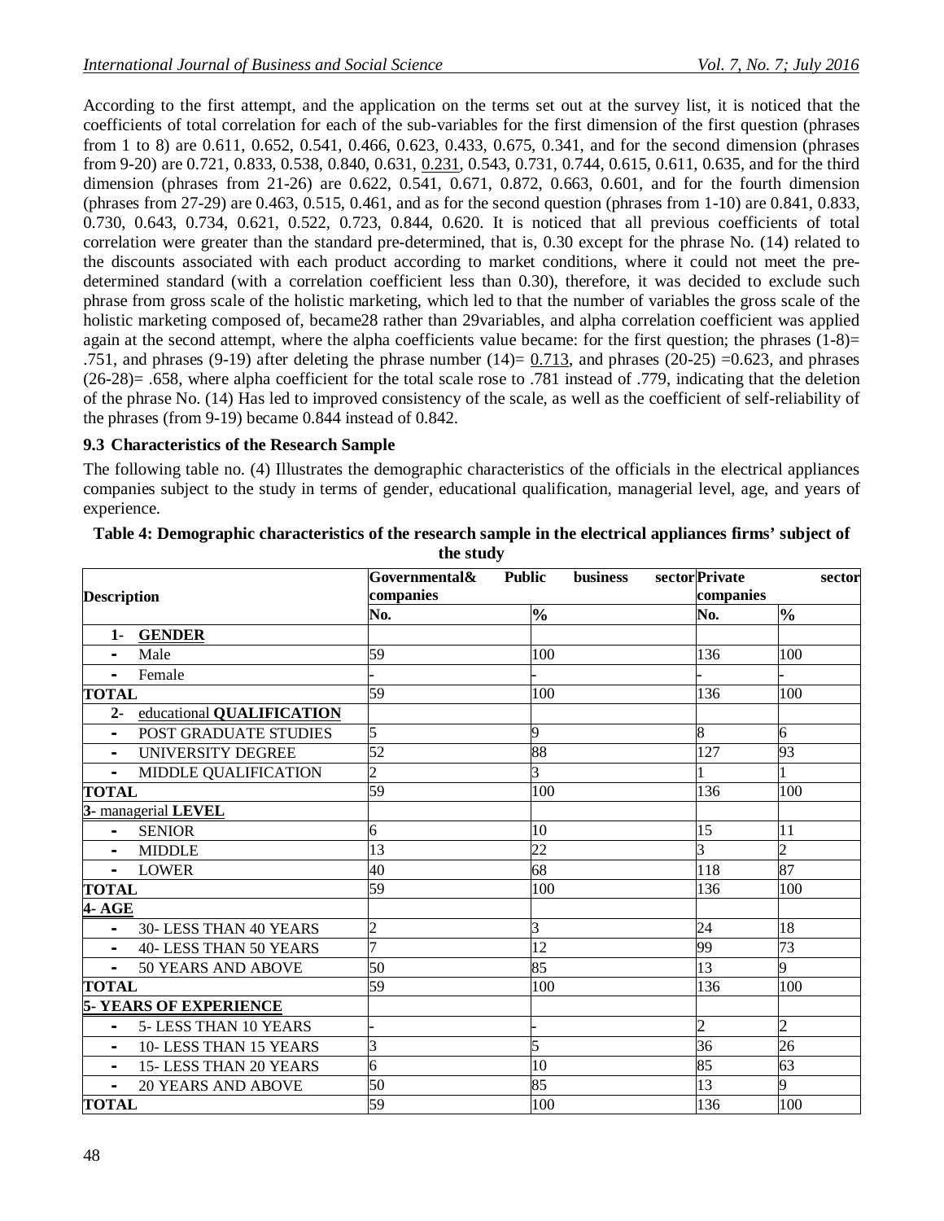According to the first attempt, and the application on the terms set out at the survey list, it is noticed that the coefficients of total correlation for each of the sub-variables for the first dimension of the first question (phrases from 1 to 8) are 0.611, 0.652, 0.541, 0.466, 0.623, 0.433, 0.675, 0.341, and for the second dimension (phrases from 9-20) are 0.721, 0.833, 0.538, 0.840, 0.631, <u>0.231</u>, 0.543, 0.731, 0.744, 0.615, 0.611, 0.635, and for the third dimension (phrases from 21-26) are 0.622, 0.541, 0.671, 0.872, 0.663, 0.601, and for the fourth dimension (phrases from 27-29) are 0.463, 0.515, 0.461, and as for the second question (phrases from 1-10) are 0.841, 0.833, 0.730, 0.643, 0.734, 0.621, 0.522, 0.723, 0.844, 0.620. It is noticed that all previous coefficients of total correlation were greater than the standard pre-determined, that is, 0.30 except for the phrase No. (14) related to the discounts associated with each product according to market conditions, where it could not meet the pre-determined standard (with a correlation coefficient less than 0.30), therefore, it was decided to exclude such phrase from gross scale of the holistic marketing, which led to that the number of variables the gross scale of the holistic marketing composed of, became28 rather than 29variables, and alpha correlation coefficient was applied again at the second attempt, where the alpha coefficients value became: for the first question; the phrases (1-8)= .751, and phrases (9-19) after deleting the phrase number (14)= <u>0.713</u>, and phrases (20-25) =0.623, and phrases (26-28)= .658, where alpha coefficient for the total scale rose to .781 instead of .779, indicating that the deletion of the phrase No. (14) Has led to improved consistency of the scale, as well as the coefficient of self-reliability of the phrases (from 9-19) became 0.844 instead of 0.842.

### 9.3 Characteristics of the Research Sample

The following table no. (4) Illustrates the demographic characteristics of the officials in the electrical appliances companies subject to the study in terms of gender, educational qualification, managerial level, age, and years of experience.

**Table 4: Demographic characteristics of the research sample in the electrical appliances firms' subject of the study**

| Description | Governmental& Public business sector companies | | Private sector companies | |
|---|---|---|---|---|
| | No. | % | No. | % |
| 1- **GENDER** | | | | |
| - Male | 59 | 100 | 136 | 100 |
| - Female | - | - | - | - |
| **TOTAL** | 59 | 100 | 136 | 100 |
| 2- educational **QUALIFICATION** | | | | |
| - POST GRADUATE STUDIES | 5 | 9 | 8 | 6 |
| - UNIVERSITY DEGREE | 52 | 88 | 127 | 93 |
| - MIDDLE QUALIFICATION | 2 | 3 | 1 | 1 |
| **TOTAL** | 59 | 100 | 136 | 100 |
| 3- managerial **LEVEL** | | | | |
| - SENIOR | 6 | 10 | 15 | 11 |
| - MIDDLE | 13 | 22 | 3 | 2 |
| - LOWER | 40 | 68 | 118 | 87 |
| **TOTAL** | 59 | 100 | 136 | 100 |
| **4- AGE** | | | | |
| - 30- LESS THAN 40 YEARS | 2 | 3 | 24 | 18 |
| - 40- LESS THAN 50 YEARS | 7 | 12 | 99 | 73 |
| - 50 YEARS AND ABOVE | 50 | 85 | 13 | 9 |
| **TOTAL** | 59 | 100 | 136 | 100 |
| **5- YEARS OF EXPERIENCE** | | | | |
| - 5- LESS THAN 10 YEARS | - | - | 2 | 2 |
| - 10- LESS THAN 15 YEARS | 3 | 5 | 36 | 26 |
| - 15- LESS THAN 20 YEARS | 6 | 10 | 85 | 63 |
| - 20 YEARS AND ABOVE | 50 | 85 | 13 | 9 |
| **TOTAL** | 59 | 100 | 136 | 100 |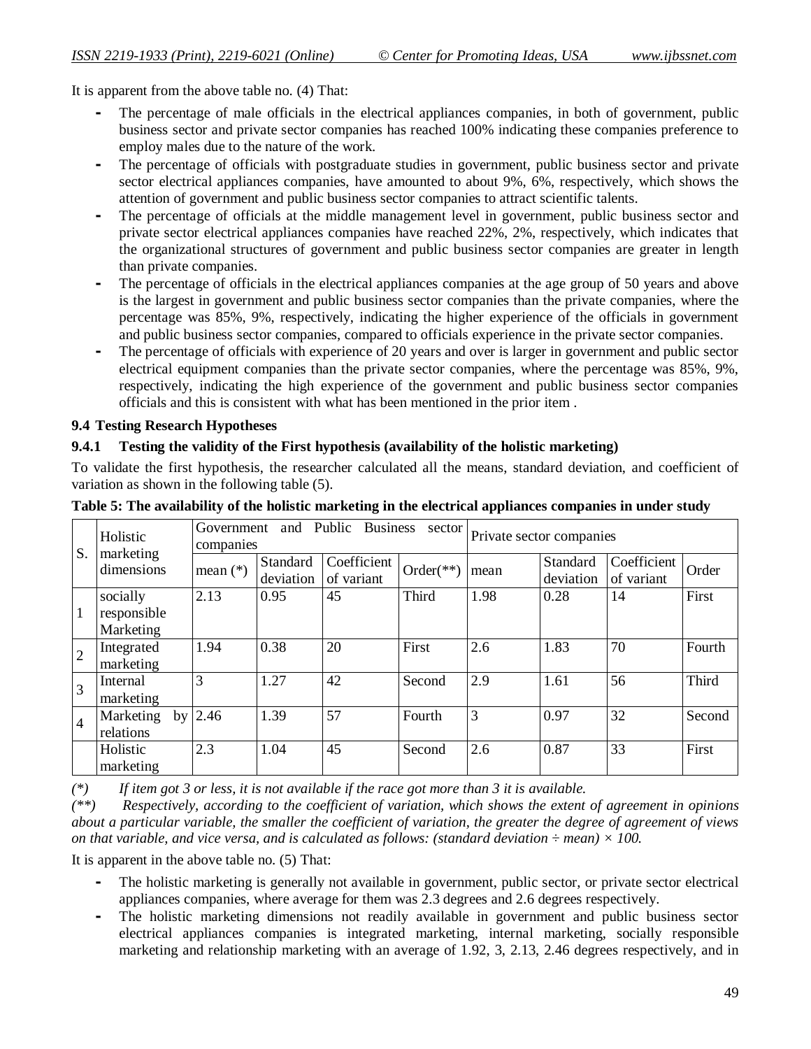It is apparent from the above table no. (4) That:

- The percentage of male officials in the electrical appliances companies, in both of government, public business sector and private sector companies has reached 100% indicating these companies preference to employ males due to the nature of the work.
- The percentage of officials with postgraduate studies in government, public business sector and private sector electrical appliances companies, have amounted to about 9%, 6%, respectively, which shows the attention of government and public business sector companies to attract scientific talents.
- The percentage of officials at the middle management level in government, public business sector and private sector electrical appliances companies have reached 22%, 2%, respectively, which indicates that the organizational structures of government and public business sector companies are greater in length than private companies.
- The percentage of officials in the electrical appliances companies at the age group of 50 years and above is the largest in government and public business sector companies than the private companies, where the percentage was 85%, 9%, respectively, indicating the higher experience of the officials in government and public business sector companies, compared to officials experience in the private sector companies.
- The percentage of officials with experience of 20 years and over is larger in government and public sector electrical equipment companies than the private sector companies, where the percentage was 85%, 9%, respectively, indicating the high experience of the government and public business sector companies officials and this is consistent with what has been mentioned in the prior item .

### 9.4 Testing Research Hypotheses

#### 9.4.1 Testing the validity of the First hypothesis (availability of the holistic marketing)

To validate the first hypothesis, the researcher calculated all the means, standard deviation, and coefficient of variation as shown in the following table (5).

**Table 5: The availability of the holistic marketing in the electrical appliances companies in under study**

| S. | Holistic marketing dimensions | Government and Public Business sector companies | | | | Private sector companies | | | |
|---|---|---|---|---|---|---|---|---|---|
| | | mean (*) | Standard deviation | Coefficient of variant | Order(**) | mean | Standard deviation | Coefficient of variant | Order |
| 1 | socially responsible Marketing | 2.13 | 0.95 | 45 | Third | 1.98 | 0.28 | 14 | First |
| 2 | Integrated marketing | 1.94 | 0.38 | 20 | First | 2.6 | 1.83 | 70 | Fourth |
| 3 | Internal marketing | 3 | 1.27 | 42 | Second | 2.9 | 1.61 | 56 | Third |
| 4 | Marketing by relations | 2.46 | 1.39 | 57 | Fourth | 3 | 0.97 | 32 | Second |
| | Holistic marketing | 2.3 | 1.04 | 45 | Second | 2.6 | 0.87 | 33 | First |

*(\*) If item got 3 or less, it is not available if the race got more than 3 it is available.*

*(\*\*) Respectively, according to the coefficient of variation, which shows the extent of agreement in opinions about a particular variable, the smaller the coefficient of variation, the greater the degree of agreement of views on that variable, and vice versa, and is calculated as follows: (standard deviation ÷ mean) × 100.*

It is apparent in the above table no. (5) That:

- The holistic marketing is generally not available in government, public sector, or private sector electrical appliances companies, where average for them was 2.3 degrees and 2.6 degrees respectively.
- The holistic marketing dimensions not readily available in government and public business sector electrical appliances companies is integrated marketing, internal marketing, socially responsible marketing and relationship marketing with an average of 1.92, 3, 2.13, 2.46 degrees respectively, and in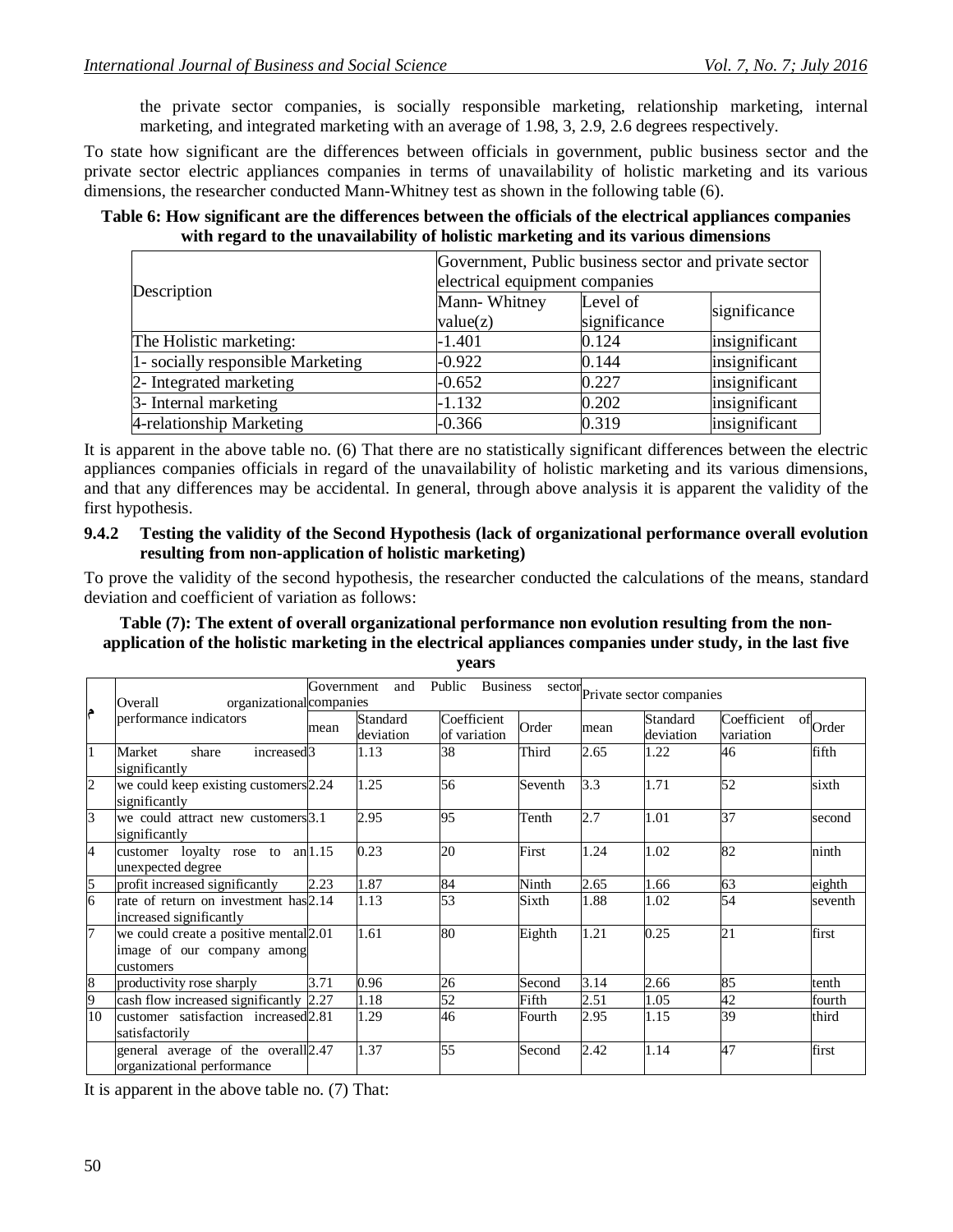the private sector companies, is socially responsible marketing, relationship marketing, internal marketing, and integrated marketing with an average of 1.98, 3, 2.9, 2.6 degrees respectively.

To state how significant are the differences between officials in government, public business sector and the private sector electric appliances companies in terms of unavailability of holistic marketing and its various dimensions, the researcher conducted Mann-Whitney test as shown in the following table (6).

**Table 6: How significant are the differences between the officials of the electrical appliances companies with regard to the unavailability of holistic marketing and its various dimensions**

| Description | Government, Public business sector and private sector electrical equipment companies | | |
|---|---|---|---|
| | Mann- Whitney value(z) | Level of significance | significance |
| The Holistic marketing: | -1.401 | 0.124 | insignificant |
| 1- socially responsible Marketing | -0.922 | 0.144 | insignificant |
| 2- Integrated marketing | -0.652 | 0.227 | insignificant |
| 3- Internal marketing | -1.132 | 0.202 | insignificant |
| 4-relationship Marketing | -0.366 | 0.319 | insignificant |

It is apparent in the above table no. (6) That there are no statistically significant differences between the electric appliances companies officials in regard of the unavailability of holistic marketing and its various dimensions, and that any differences may be accidental. In general, through above analysis it is apparent the validity of the first hypothesis.

#### 9.4.2 Testing the validity of the Second Hypothesis (lack of organizational performance overall evolution resulting from non-application of holistic marketing)

To prove the validity of the second hypothesis, the researcher conducted the calculations of the means, standard deviation and coefficient of variation as follows:

**Table (7): The extent of overall organizational performance non evolution resulting from the non-application of the holistic marketing in the electrical appliances companies under study, in the last five years**

| م | Overall organizational performance indicators | Government and Public Business sector companies | | | | Private sector companies | | | |
|---|---|---|---|---|---|---|---|---|---|
| | | mean | Standard deviation | Coefficient of variation | Order | mean | Standard deviation | Coefficient of variation | Order |
| 1 | Market share increased significantly | 3 | 1.13 | 38 | Third | 2.65 | 1.22 | 46 | fifth |
| 2 | we could keep existing customers significantly | 2.24 | 1.25 | 56 | Seventh | 3.3 | 1.71 | 52 | sixth |
| 3 | we could attract new customers significantly | 3.1 | 2.95 | 95 | Tenth | 2.7 | 1.01 | 37 | second |
| 4 | customer loyalty rose to an unexpected degree | 1.15 | 0.23 | 20 | First | 1.24 | 1.02 | 82 | ninth |
| 5 | profit increased significantly | 2.23 | 1.87 | 84 | Ninth | 2.65 | 1.66 | 63 | eighth |
| 6 | rate of return on investment has increased significantly | 2.14 | 1.13 | 53 | Sixth | 1.88 | 1.02 | 54 | seventh |
| 7 | we could create a positive mental image of our company among customers | 2.01 | 1.61 | 80 | Eighth | 1.21 | 0.25 | 21 | first |
| 8 | productivity rose sharply | 3.71 | 0.96 | 26 | Second | 3.14 | 2.66 | 85 | tenth |
| 9 | cash flow increased significantly | 2.27 | 1.18 | 52 | Fifth | 2.51 | 1.05 | 42 | fourth |
| 10 | customer satisfaction increased satisfactorily | 2.81 | 1.29 | 46 | Fourth | 2.95 | 1.15 | 39 | third |
| | general average of the overall organizational performance | 2.47 | 1.37 | 55 | Second | 2.42 | 1.14 | 47 | first |

It is apparent in the above table no. (7) That: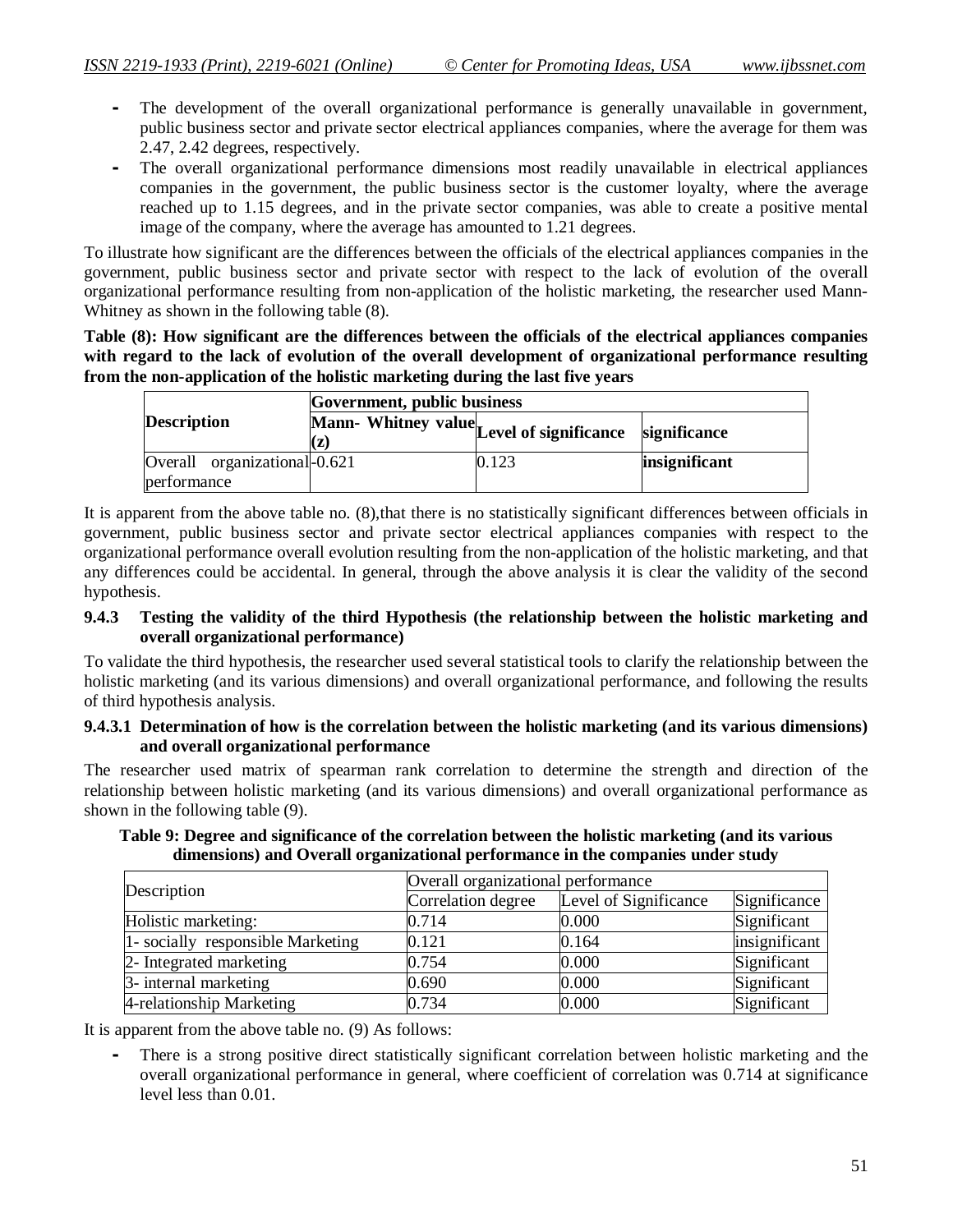- The development of the overall organizational performance is generally unavailable in government, public business sector and private sector electrical appliances companies, where the average for them was 2.47, 2.42 degrees, respectively.
- The overall organizational performance dimensions most readily unavailable in electrical appliances companies in the government, the public business sector is the customer loyalty, where the average reached up to 1.15 degrees, and in the private sector companies, was able to create a positive mental image of the company, where the average has amounted to 1.21 degrees.

To illustrate how significant are the differences between the officials of the electrical appliances companies in the government, public business sector and private sector with respect to the lack of evolution of the overall organizational performance resulting from non-application of the holistic marketing, the researcher used Mann-Whitney as shown in the following table (8).

**Table (8): How significant are the differences between the officials of the electrical appliances companies with regard to the lack of evolution of the overall development of organizational performance resulting from the non-application of the holistic marketing during the last five years**

| **Description** | **Government, public business** | | |
|---|---|---|---|
| | **Mann- Whitney value (z)** | **Level of significance** | **significance** |
| Overall organizational performance | -0.621 | 0.123 | **insignificant** |

It is apparent from the above table no. (8),that there is no statistically significant differences between officials in government, public business sector and private sector electrical appliances companies with respect to the organizational performance overall evolution resulting from the non-application of the holistic marketing, and that any differences could be accidental. In general, through the above analysis it is clear the validity of the second hypothesis.

### 9.4.3 Testing the validity of the third Hypothesis (the relationship between the holistic marketing and overall organizational performance)

To validate the third hypothesis, the researcher used several statistical tools to clarify the relationship between the holistic marketing (and its various dimensions) and overall organizational performance, and following the results of third hypothesis analysis.

#### 9.4.3.1 Determination of how is the correlation between the holistic marketing (and its various dimensions) and overall organizational performance

The researcher used matrix of spearman rank correlation to determine the strength and direction of the relationship between holistic marketing (and its various dimensions) and overall organizational performance as shown in the following table (9).

**Table 9: Degree and significance of the correlation between the holistic marketing (and its various dimensions) and Overall organizational performance in the companies under study**

| Description | Overall organizational performance | | |
|---|---|---|---|
| | Correlation degree | Level of Significance | Significance |
| Holistic marketing: | 0.714 | 0.000 | Significant |
| 1- socially responsible Marketing | 0.121 | 0.164 | insignificant |
| 2- Integrated marketing | 0.754 | 0.000 | Significant |
| 3- internal marketing | 0.690 | 0.000 | Significant |
| 4-relationship Marketing | 0.734 | 0.000 | Significant |

It is apparent from the above table no. (9) As follows:

- There is a strong positive direct statistically significant correlation between holistic marketing and the overall organizational performance in general, where coefficient of correlation was 0.714 at significance level less than 0.01.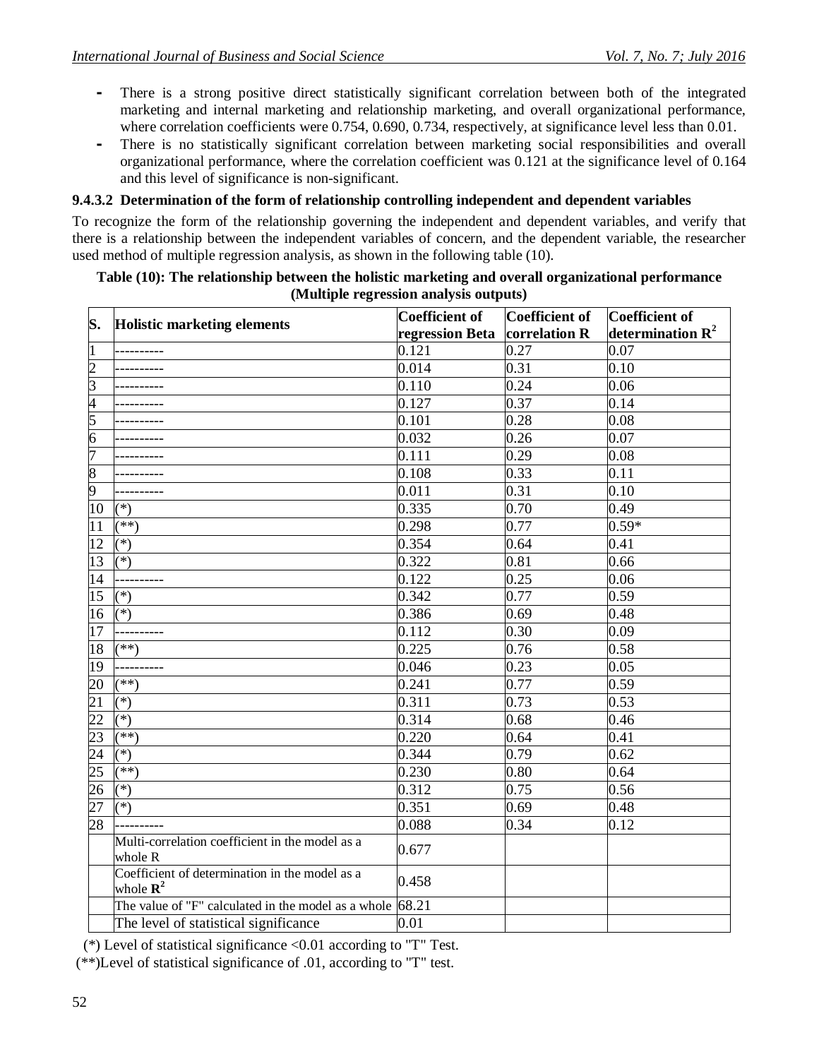- There is a strong positive direct statistically significant correlation between both of the integrated marketing and internal marketing and relationship marketing, and overall organizational performance, where correlation coefficients were 0.754, 0.690, 0.734, respectively, at significance level less than 0.01.
- There is no statistically significant correlation between marketing social responsibilities and overall organizational performance, where the correlation coefficient was 0.121 at the significance level of 0.164 and this level of significance is non-significant.

#### 9.4.3.2 Determination of the form of relationship controlling independent and dependent variables

To recognize the form of the relationship governing the independent and dependent variables, and verify that there is a relationship between the independent variables of concern, and the dependent variable, the researcher used method of multiple regression analysis, as shown in the following table (10).

**Table (10): The relationship between the holistic marketing and overall organizational performance (Multiple regression analysis outputs)**

| S. | Holistic marketing elements | Coefficient of regression Beta | Coefficient of correlation R | Coefficient of determination $R^2$ |
|---|---|---|---|---|
| 1 | ---------- | 0.121 | 0.27 | 0.07 |
| 2 | ---------- | 0.014 | 0.31 | 0.10 |
| 3 | ---------- | 0.110 | 0.24 | 0.06 |
| 4 | ---------- | 0.127 | 0.37 | 0.14 |
| 5 | ---------- | 0.101 | 0.28 | 0.08 |
| 6 | ---------- | 0.032 | 0.26 | 0.07 |
| 7 | ---------- | 0.111 | 0.29 | 0.08 |
| 8 | ---------- | 0.108 | 0.33 | 0.11 |
| 9 | ---------- | 0.011 | 0.31 | 0.10 |
| 10 | (*) | 0.335 | 0.70 | 0.49 |
| 11 | (**) | 0.298 | 0.77 | 0.59* |
| 12 | (*) | 0.354 | 0.64 | 0.41 |
| 13 | (*) | 0.322 | 0.81 | 0.66 |
| 14 | ---------- | 0.122 | 0.25 | 0.06 |
| 15 | (*) | 0.342 | 0.77 | 0.59 |
| 16 | (*) | 0.386 | 0.69 | 0.48 |
| 17 | ---------- | 0.112 | 0.30 | 0.09 |
| 18 | (**) | 0.225 | 0.76 | 0.58 |
| 19 | ---------- | 0.046 | 0.23 | 0.05 |
| 20 | (**) | 0.241 | 0.77 | 0.59 |
| 21 | (*) | 0.311 | 0.73 | 0.53 |
| 22 | (*) | 0.314 | 0.68 | 0.46 |
| 23 | (**) | 0.220 | 0.64 | 0.41 |
| 24 | (*) | 0.344 | 0.79 | 0.62 |
| 25 | (**) | 0.230 | 0.80 | 0.64 |
| 26 | (*) | 0.312 | 0.75 | 0.56 |
| 27 | (*) | 0.351 | 0.69 | 0.48 |
| 28 | ---------- | 0.088 | 0.34 | 0.12 |
| | Multi-correlation coefficient in the model as a whole R | 0.677 | | |
| | Coefficient of determination in the model as a whole $R^2$ | 0.458 | | |
| | The value of "F" calculated in the model as a whole | 68.21 | | |
| | The level of statistical significance | 0.01 | | |

(*) Level of statistical significance <0.01 according to "T" Test.

(**)Level of statistical significance of .01, according to "T" test.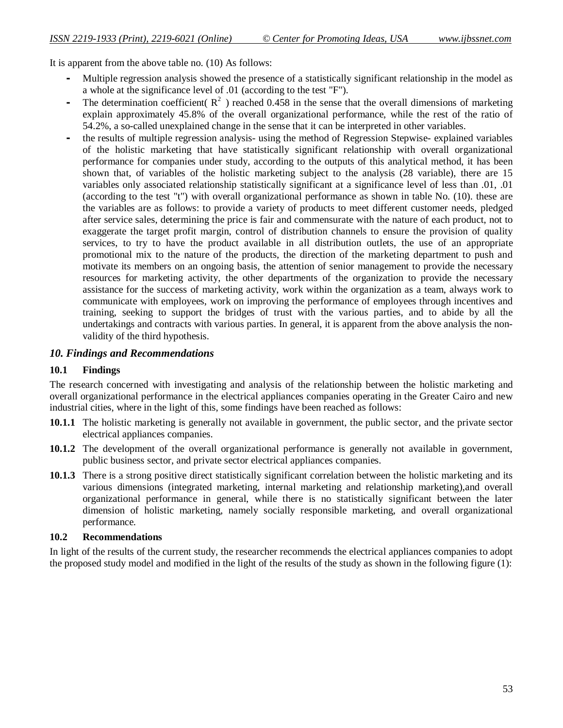It is apparent from the above table no. (10) As follows:

- Multiple regression analysis showed the presence of a statistically significant relationship in the model as a whole at the significance level of .01 (according to the test "F").
- The determination coefficient( $R^2$ ) reached 0.458 in the sense that the overall dimensions of marketing explain approximately 45.8% of the overall organizational performance, while the rest of the ratio of 54.2%, a so-called unexplained change in the sense that it can be interpreted in other variables.
- the results of multiple regression analysis- using the method of Regression Stepwise- explained variables of the holistic marketing that have statistically significant relationship with overall organizational performance for companies under study, according to the outputs of this analytical method, it has been shown that, of variables of the holistic marketing subject to the analysis (28 variable), there are 15 variables only associated relationship statistically significant at a significance level of less than .01, .01 (according to the test "t") with overall organizational performance as shown in table No. (10). these are the variables are as follows: to provide a variety of products to meet different customer needs, pledged after service sales, determining the price is fair and commensurate with the nature of each product, not to exaggerate the target profit margin, control of distribution channels to ensure the provision of quality services, to try to have the product available in all distribution outlets, the use of an appropriate promotional mix to the nature of the products, the direction of the marketing department to push and motivate its members on an ongoing basis, the attention of senior management to provide the necessary resources for marketing activity, the other departments of the organization to provide the necessary assistance for the success of marketing activity, work within the organization as a team, always work to communicate with employees, work on improving the performance of employees through incentives and training, seeking to support the bridges of trust with the various parties, and to abide by all the undertakings and contracts with various parties. In general, it is apparent from the above analysis the non-validity of the third hypothesis.

## *10. Findings and Recommendations*

### 10.1 Findings

The research concerned with investigating and analysis of the relationship between the holistic marketing and overall organizational performance in the electrical appliances companies operating in the Greater Cairo and new industrial cities, where in the light of this, some findings have been reached as follows:

**10.1.1** The holistic marketing is generally not available in government, the public sector, and the private sector electrical appliances companies.

**10.1.2** The development of the overall organizational performance is generally not available in government, public business sector, and private sector electrical appliances companies.

**10.1.3** There is a strong positive direct statistically significant correlation between the holistic marketing and its various dimensions (integrated marketing, internal marketing and relationship marketing),and overall organizational performance in general, while there is no statistically significant between the later dimension of holistic marketing, namely socially responsible marketing, and overall organizational performance.

### 10.2 Recommendations

In light of the results of the current study, the researcher recommends the electrical appliances companies to adopt the proposed study model and modified in the light of the results of the study as shown in the following figure (1):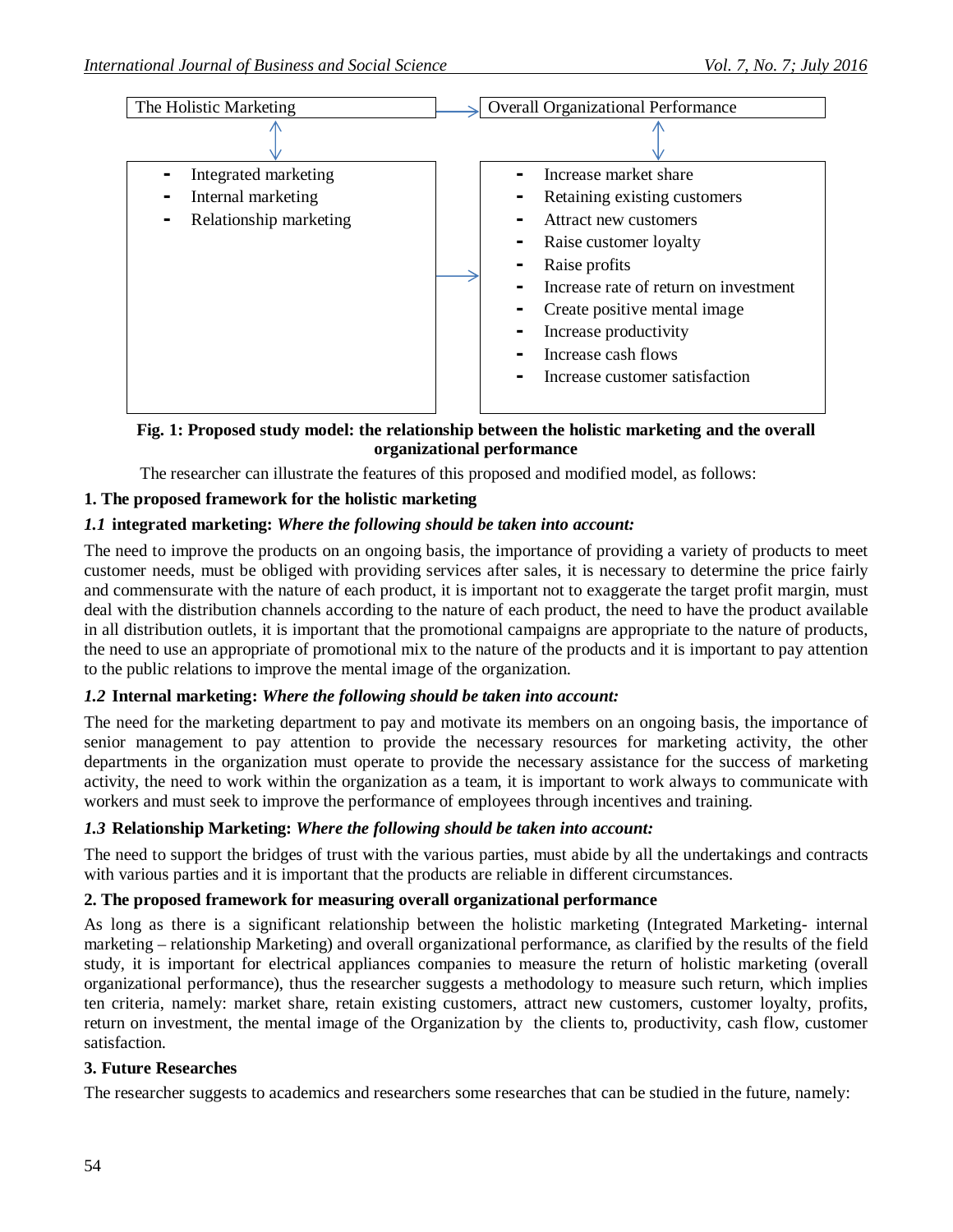| The Holistic Marketing | Overall Organizational Performance |
|---|---|
| - Integrated marketing<br>- Internal marketing<br>- Relationship marketing | - Increase market share<br>- Retaining existing customers<br>- Attract new customers<br>- Raise customer loyalty<br>- Raise profits<br>- Increase rate of return on investment<br>- Create positive mental image<br>- Increase productivity<br>- Increase cash flows<br>- Increase customer satisfaction |

**Fig. 1: Proposed study model: the relationship between the holistic marketing and the overall organizational performance**

The researcher can illustrate the features of this proposed and modified model, as follows:

**1. The proposed framework for the holistic marketing**

***1.1* integrated marketing:** ***Where the following should be taken into account:***

The need to improve the products on an ongoing basis, the importance of providing a variety of products to meet customer needs, must be obliged with providing services after sales, it is necessary to determine the price fairly and commensurate with the nature of each product, it is important not to exaggerate the target profit margin, must deal with the distribution channels according to the nature of each product, the need to have the product available in all distribution outlets, it is important that the promotional campaigns are appropriate to the nature of products, the need to use an appropriate of promotional mix to the nature of the products and it is important to pay attention to the public relations to improve the mental image of the organization.

***1.2* Internal marketing:** ***Where the following should be taken into account:***

The need for the marketing department to pay and motivate its members on an ongoing basis, the importance of senior management to pay attention to provide the necessary resources for marketing activity, the other departments in the organization must operate to provide the necessary assistance for the success of marketing activity, the need to work within the organization as a team, it is important to work always to communicate with workers and must seek to improve the performance of employees through incentives and training.

***1.3* Relationship Marketing:** ***Where the following should be taken into account:***

The need to support the bridges of trust with the various parties, must abide by all the undertakings and contracts with various parties and it is important that the products are reliable in different circumstances.

**2. The proposed framework for measuring overall organizational performance**

As long as there is a significant relationship between the holistic marketing (Integrated Marketing- internal marketing – relationship Marketing) and overall organizational performance, as clarified by the results of the field study, it is important for electrical appliances companies to measure the return of holistic marketing (overall organizational performance), thus the researcher suggests a methodology to measure such return, which implies ten criteria, namely: market share, retain existing customers, attract new customers, customer loyalty, profits, return on investment, the mental image of the Organization by the clients to, productivity, cash flow, customer satisfaction.

**3. Future Researches**

The researcher suggests to academics and researchers some researches that can be studied in the future, namely: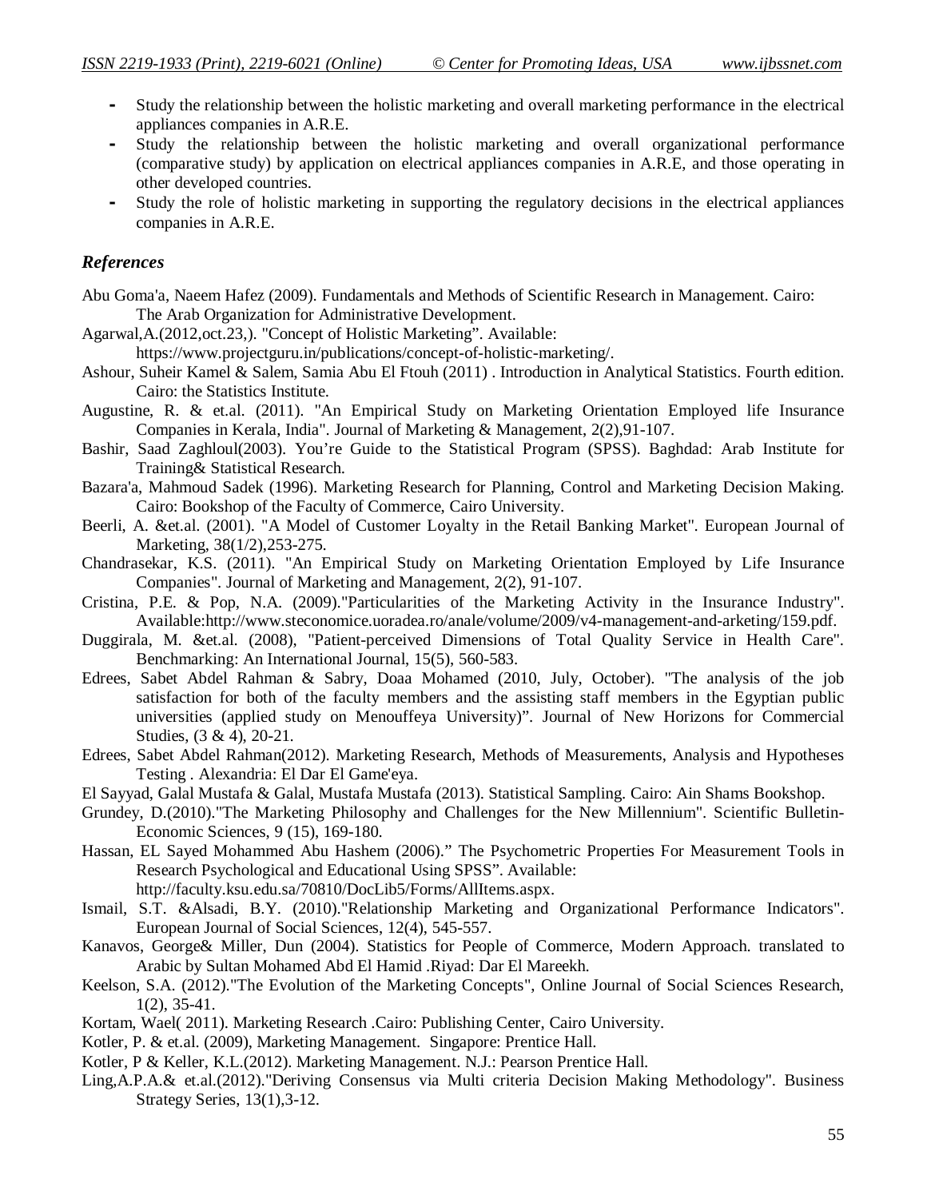- Study the relationship between the holistic marketing and overall marketing performance in the electrical appliances companies in A.R.E.
- Study the relationship between the holistic marketing and overall organizational performance (comparative study) by application on electrical appliances companies in A.R.E, and those operating in other developed countries.
- Study the role of holistic marketing in supporting the regulatory decisions in the electrical appliances companies in A.R.E.

## *References*

Abu Goma'a, Naeem Hafez (2009). Fundamentals and Methods of Scientific Research in Management. Cairo: The Arab Organization for Administrative Development.

Agarwal,A.(2012,oct.23,). "Concept of Holistic Marketing". Available: https://www.projectguru.in/publications/concept-of-holistic-marketing/.

Ashour, Suheir Kamel & Salem, Samia Abu El Ftouh (2011) . Introduction in Analytical Statistics. Fourth edition. Cairo: the Statistics Institute.

Augustine, R. & et.al. (2011). "An Empirical Study on Marketing Orientation Employed life Insurance Companies in Kerala, India". Journal of Marketing & Management, 2(2),91-107.

Bashir, Saad Zaghloul(2003). You're Guide to the Statistical Program (SPSS). Baghdad: Arab Institute for Training& Statistical Research.

Bazara'a, Mahmoud Sadek (1996). Marketing Research for Planning, Control and Marketing Decision Making. Cairo: Bookshop of the Faculty of Commerce, Cairo University.

Beerli, A. &et.al. (2001). "A Model of Customer Loyalty in the Retail Banking Market". European Journal of Marketing, 38(1/2),253-275.

Chandrasekar, K.S. (2011). "An Empirical Study on Marketing Orientation Employed by Life Insurance Companies". Journal of Marketing and Management, 2(2), 91-107.

Cristina, P.E. & Pop, N.A. (2009)."Particularities of the Marketing Activity in the Insurance Industry". Available:http://www.steconomice.uoradea.ro/anale/volume/2009/v4-management-and-arketing/159.pdf.

Duggirala, M. &et.al. (2008), "Patient-perceived Dimensions of Total Quality Service in Health Care". Benchmarking: An International Journal, 15(5), 560-583.

Edrees, Sabet Abdel Rahman & Sabry, Doaa Mohamed (2010, July, October). "The analysis of the job satisfaction for both of the faculty members and the assisting staff members in the Egyptian public universities (applied study on Menouffeya University)". Journal of New Horizons for Commercial Studies, (3 & 4), 20-21.

Edrees, Sabet Abdel Rahman(2012). Marketing Research, Methods of Measurements, Analysis and Hypotheses Testing . Alexandria: El Dar El Game'eya.

El Sayyad, Galal Mustafa & Galal, Mustafa Mustafa (2013). Statistical Sampling. Cairo: Ain Shams Bookshop.

Grundey, D.(2010)."The Marketing Philosophy and Challenges for the New Millennium". Scientific Bulletin-Economic Sciences, 9 (15), 169-180.

Hassan, EL Sayed Mohammed Abu Hashem (2006)." The Psychometric Properties For Measurement Tools in Research Psychological and Educational Using SPSS". Available: http://faculty.ksu.edu.sa/70810/DocLib5/Forms/AllItems.aspx.

Ismail, S.T. &Alsadi, B.Y. (2010)."Relationship Marketing and Organizational Performance Indicators". European Journal of Social Sciences, 12(4), 545-557.

Kanavos, George& Miller, Dun (2004). Statistics for People of Commerce, Modern Approach. translated to Arabic by Sultan Mohamed Abd El Hamid .Riyad: Dar El Mareekh.

Keelson, S.A. (2012)."The Evolution of the Marketing Concepts", Online Journal of Social Sciences Research, 1(2), 35-41.

Kortam, Wael( 2011). Marketing Research .Cairo: Publishing Center, Cairo University.

Kotler, P. & et.al. (2009), Marketing Management. Singapore: Prentice Hall.

Kotler, P & Keller, K.L.(2012). Marketing Management. N.J.: Pearson Prentice Hall.

Ling,A.P.A.& et.al.(2012)."Deriving Consensus via Multi criteria Decision Making Methodology". Business Strategy Series, 13(1),3-12.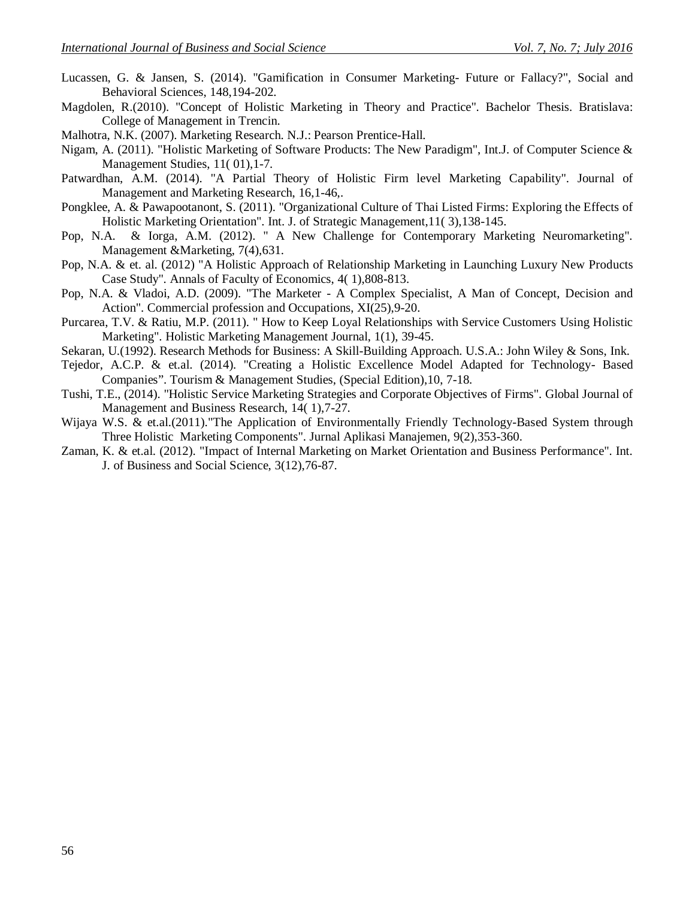Lucassen, G. & Jansen, S. (2014). "Gamification in Consumer Marketing- Future or Fallacy?", Social and Behavioral Sciences, 148,194-202.

Magdolen, R.(2010). "Concept of Holistic Marketing in Theory and Practice". Bachelor Thesis. Bratislava: College of Management in Trencin.

Malhotra, N.K. (2007). Marketing Research. N.J.: Pearson Prentice-Hall.

Nigam, A. (2011). "Holistic Marketing of Software Products: The New Paradigm", Int.J. of Computer Science & Management Studies, 11( 01),1-7.

Patwardhan, A.M. (2014). "A Partial Theory of Holistic Firm level Marketing Capability". Journal of Management and Marketing Research, 16,1-46,.

Pongklee, A. & Pawapootanont, S. (2011). "Organizational Culture of Thai Listed Firms: Exploring the Effects of Holistic Marketing Orientation". Int. J. of Strategic Management,11( 3),138-145.

Pop, N.A. & Iorga, A.M. (2012). " A New Challenge for Contemporary Marketing Neuromarketing". Management &Marketing, 7(4),631.

Pop, N.A. & et. al. (2012) "A Holistic Approach of Relationship Marketing in Launching Luxury New Products Case Study". Annals of Faculty of Economics, 4( 1),808-813.

Pop, N.A. & Vladoi, A.D. (2009). "The Marketer - A Complex Specialist, A Man of Concept, Decision and Action". Commercial profession and Occupations, XI(25),9-20.

Purcarea, T.V. & Ratiu, M.P. (2011). " How to Keep Loyal Relationships with Service Customers Using Holistic Marketing". Holistic Marketing Management Journal, 1(1), 39-45.

Sekaran, U.(1992). Research Methods for Business: A Skill-Building Approach. U.S.A.: John Wiley & Sons, Ink.

Tejedor, A.C.P. & et.al. (2014). "Creating a Holistic Excellence Model Adapted for Technology- Based Companies". Tourism & Management Studies, (Special Edition),10, 7-18.

Tushi, T.E., (2014). "Holistic Service Marketing Strategies and Corporate Objectives of Firms". Global Journal of Management and Business Research, 14( 1),7-27.

Wijaya W.S. & et.al.(2011)."The Application of Environmentally Friendly Technology-Based System through Three Holistic Marketing Components". Jurnal Aplikasi Manajemen, 9(2),353-360.

Zaman, K. & et.al. (2012). "Impact of Internal Marketing on Market Orientation and Business Performance". Int. J. of Business and Social Science, 3(12),76-87.